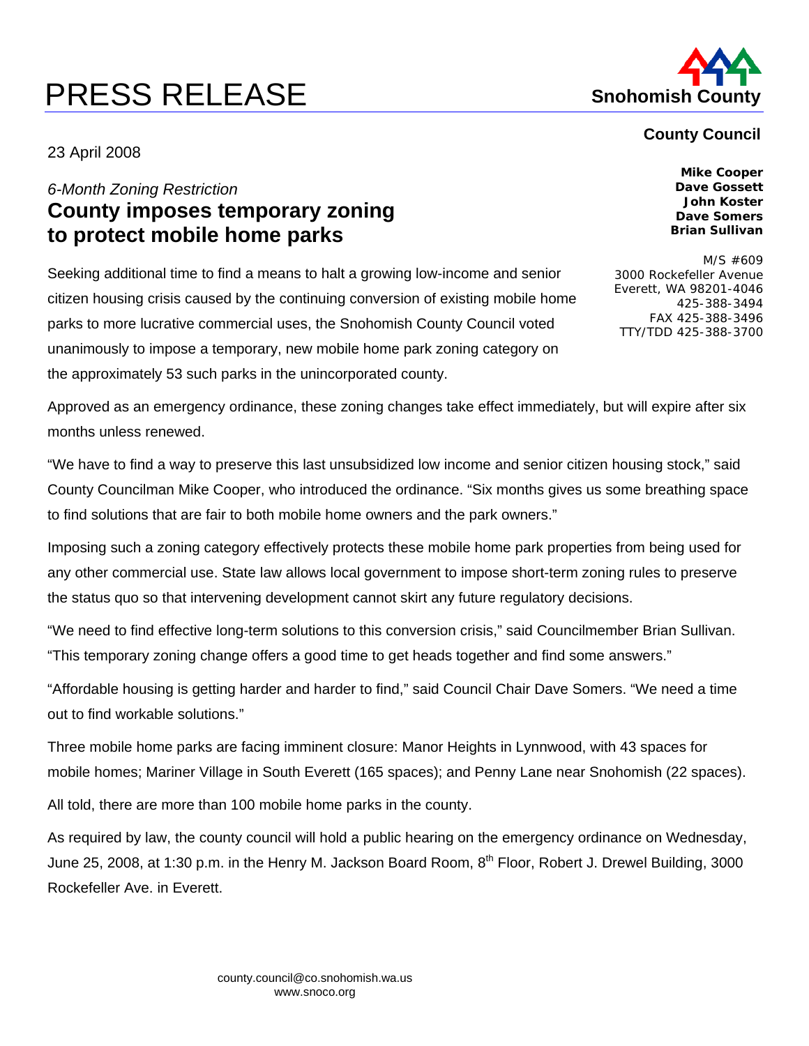# PRESS RELEASE

**Snohomish County**

**County Council**

**Mike Cooper**
**Dave Gossett**
**John Koster**
**Dave Somers**
**Brian Sullivan**

M/S #609
3000 Rockefeller Avenue
Everett, WA 98201-4046
425-388-3494
FAX 425-388-3496
TTY/TDD 425-388-3700

23 April 2008

*6-Month Zoning Restriction*

## County imposes temporary zoning to protect mobile home parks

Seeking additional time to find a means to halt a growing low-income and senior citizen housing crisis caused by the continuing conversion of existing mobile home parks to more lucrative commercial uses, the Snohomish County Council voted unanimously to impose a temporary, new mobile home park zoning category on the approximately 53 such parks in the unincorporated county.

Approved as an emergency ordinance, these zoning changes take effect immediately, but will expire after six months unless renewed.

"We have to find a way to preserve this last unsubsidized low income and senior citizen housing stock," said County Councilman Mike Cooper, who introduced the ordinance. "Six months gives us some breathing space to find solutions that are fair to both mobile home owners and the park owners."

Imposing such a zoning category effectively protects these mobile home park properties from being used for any other commercial use. State law allows local government to impose short-term zoning rules to preserve the status quo so that intervening development cannot skirt any future regulatory decisions.

"We need to find effective long-term solutions to this conversion crisis," said Councilmember Brian Sullivan. "This temporary zoning change offers a good time to get heads together and find some answers."

"Affordable housing is getting harder and harder to find," said Council Chair Dave Somers. "We need a time out to find workable solutions."

Three mobile home parks are facing imminent closure: Manor Heights in Lynnwood, with 43 spaces for mobile homes; Mariner Village in South Everett (165 spaces); and Penny Lane near Snohomish (22 spaces).

All told, there are more than 100 mobile home parks in the county.

As required by law, the county council will hold a public hearing on the emergency ordinance on Wednesday, June 25, 2008, at 1:30 p.m. in the Henry M. Jackson Board Room, 8th Floor, Robert J. Drewel Building, 3000 Rockefeller Ave. in Everett.

county.council@co.snohomish.wa.us
www.snoco.org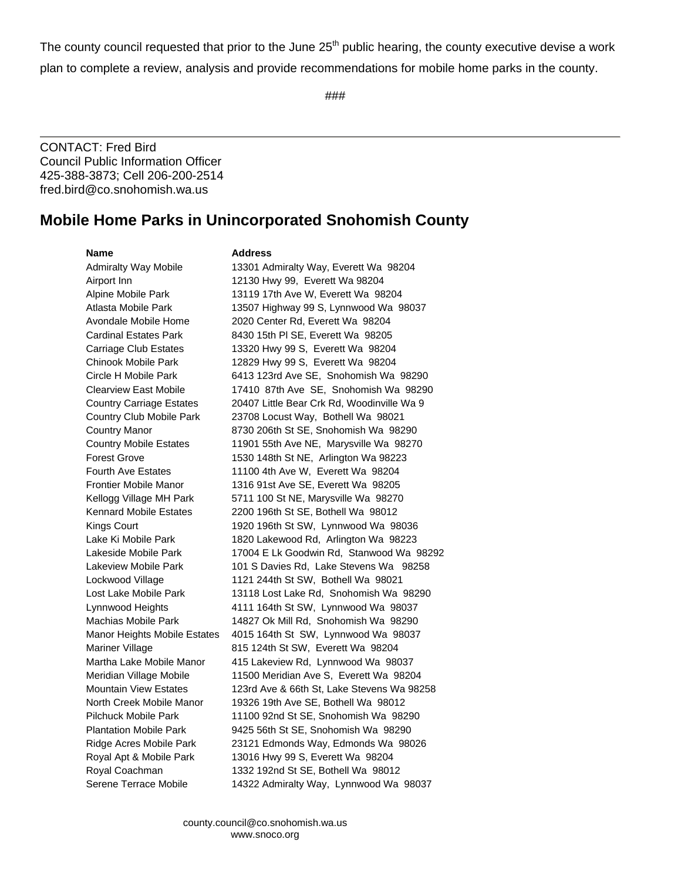The county council requested that prior to the June 25th public hearing, the county executive devise a work plan to complete a review, analysis and provide recommendations for mobile home parks in the county.

###

---

CONTACT: Fred Bird
Council Public Information Officer
425-388-3873; Cell 206-200-2514
fred.bird@co.snohomish.wa.us

## Mobile Home Parks in Unincorporated Snohomish County

| Name | Address |
|---|---|
| Admiralty Way Mobile | 13301 Admiralty Way, Everett Wa 98204 |
| Airport Inn | 12130 Hwy 99, Everett Wa 98204 |
| Alpine Mobile Park | 13119 17th Ave W, Everett Wa 98204 |
| Atlasta Mobile Park | 13507 Highway 99 S, Lynnwood Wa 98037 |
| Avondale Mobile Home | 2020 Center Rd, Everett Wa 98204 |
| Cardinal Estates Park | 8430 15th Pl SE, Everett Wa 98205 |
| Carriage Club Estates | 13320 Hwy 99 S, Everett Wa 98204 |
| Chinook Mobile Park | 12829 Hwy 99 S, Everett Wa 98204 |
| Circle H Mobile Park | 6413 123rd Ave SE, Snohomish Wa 98290 |
| Clearview East Mobile | 17410 87th Ave SE, Snohomish Wa 98290 |
| Country Carriage Estates | 20407 Little Bear Crk Rd, Woodinville Wa 9 |
| Country Club Mobile Park | 23708 Locust Way, Bothell Wa 98021 |
| Country Manor | 8730 206th St SE, Snohomish Wa 98290 |
| Country Mobile Estates | 11901 55th Ave NE, Marysville Wa 98270 |
| Forest Grove | 1530 148th St NE, Arlington Wa 98223 |
| Fourth Ave Estates | 11100 4th Ave W, Everett Wa 98204 |
| Frontier Mobile Manor | 1316 91st Ave SE, Everett Wa 98205 |
| Kellogg Village MH Park | 5711 100 St NE, Marysville Wa 98270 |
| Kennard Mobile Estates | 2200 196th St SE, Bothell Wa 98012 |
| Kings Court | 1920 196th St SW, Lynnwood Wa 98036 |
| Lake Ki Mobile Park | 1820 Lakewood Rd, Arlington Wa 98223 |
| Lakeside Mobile Park | 17004 E Lk Goodwin Rd, Stanwood Wa 98292 |
| Lakeview Mobile Park | 101 S Davies Rd, Lake Stevens Wa 98258 |
| Lockwood Village | 1121 244th St SW, Bothell Wa 98021 |
| Lost Lake Mobile Park | 13118 Lost Lake Rd, Snohomish Wa 98290 |
| Lynnwood Heights | 4111 164th St SW, Lynnwood Wa 98037 |
| Machias Mobile Park | 14827 Ok Mill Rd, Snohomish Wa 98290 |
| Manor Heights Mobile Estates | 4015 164th St SW, Lynnwood Wa 98037 |
| Mariner Village | 815 124th St SW, Everett Wa 98204 |
| Martha Lake Mobile Manor | 415 Lakeview Rd, Lynnwood Wa 98037 |
| Meridian Village Mobile | 11500 Meridian Ave S, Everett Wa 98204 |
| Mountain View Estates | 123rd Ave & 66th St, Lake Stevens Wa 98258 |
| North Creek Mobile Manor | 19326 19th Ave SE, Bothell Wa 98012 |
| Pilchuck Mobile Park | 11100 92nd St SE, Snohomish Wa 98290 |
| Plantation Mobile Park | 9425 56th St SE, Snohomish Wa 98290 |
| Ridge Acres Mobile Park | 23121 Edmonds Way, Edmonds Wa 98026 |
| Royal Apt & Mobile Park | 13016 Hwy 99 S, Everett Wa 98204 |
| Royal Coachman | 1332 192nd St SE, Bothell Wa 98012 |
| Serene Terrace Mobile | 14322 Admiralty Way, Lynnwood Wa 98037 |

county.council@co.snohomish.wa.us
www.snoco.org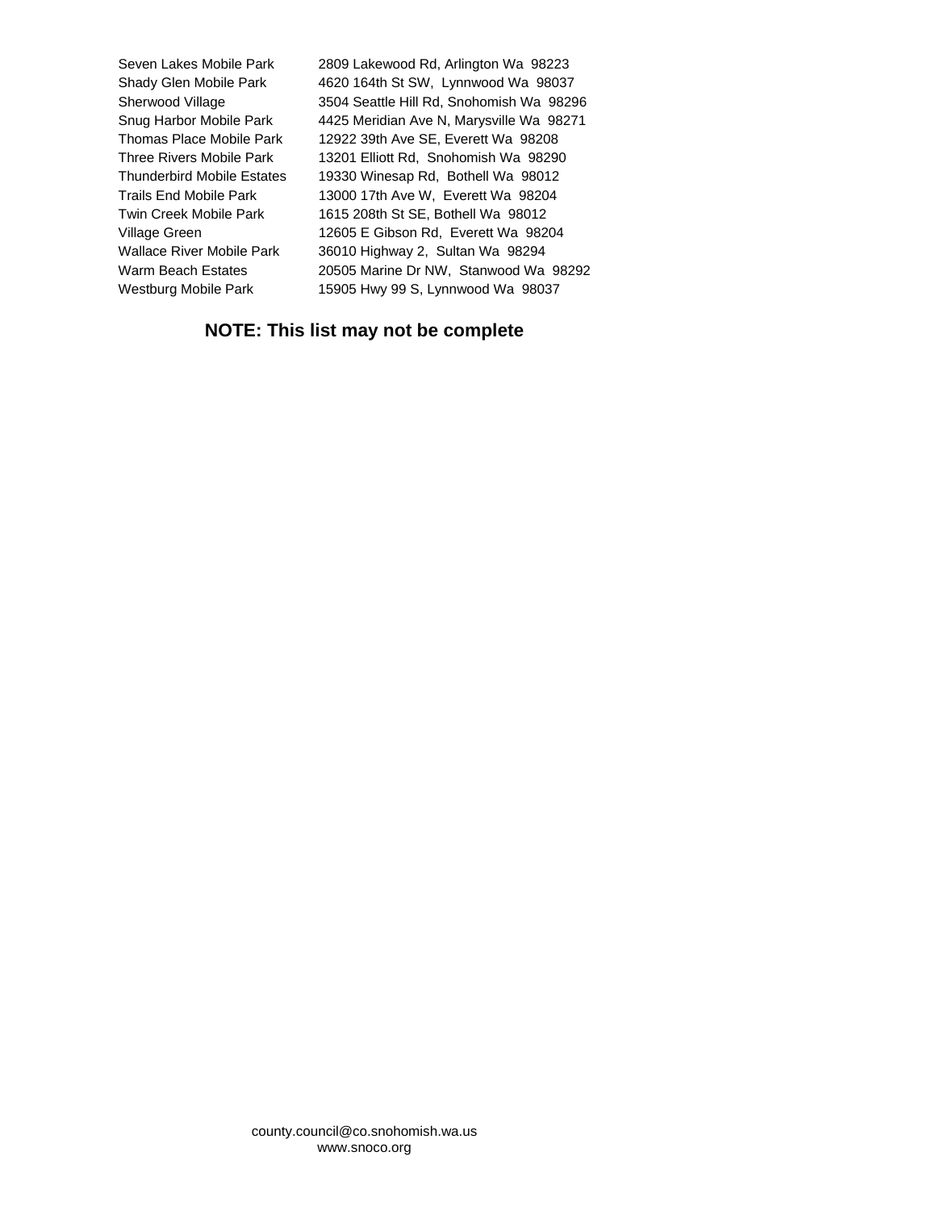| | |
|---|---|
| Seven Lakes Mobile Park | 2809 Lakewood Rd, Arlington Wa 98223 |
| Shady Glen Mobile Park | 4620 164th St SW, Lynnwood Wa 98037 |
| Sherwood Village | 3504 Seattle Hill Rd, Snohomish Wa 98296 |
| Snug Harbor Mobile Park | 4425 Meridian Ave N, Marysville Wa 98271 |
| Thomas Place Mobile Park | 12922 39th Ave SE, Everett Wa 98208 |
| Three Rivers Mobile Park | 13201 Elliott Rd, Snohomish Wa 98290 |
| Thunderbird Mobile Estates | 19330 Winesap Rd, Bothell Wa 98012 |
| Trails End Mobile Park | 13000 17th Ave W, Everett Wa 98204 |
| Twin Creek Mobile Park | 1615 208th St SE, Bothell Wa 98012 |
| Village Green | 12605 E Gibson Rd, Everett Wa 98204 |
| Wallace River Mobile Park | 36010 Highway 2, Sultan Wa 98294 |
| Warm Beach Estates | 20505 Marine Dr NW, Stanwood Wa 98292 |
| Westburg Mobile Park | 15905 Hwy 99 S, Lynnwood Wa 98037 |

**NOTE: This list may not be complete**

county.council@co.snohomish.wa.us
www.snoco.org